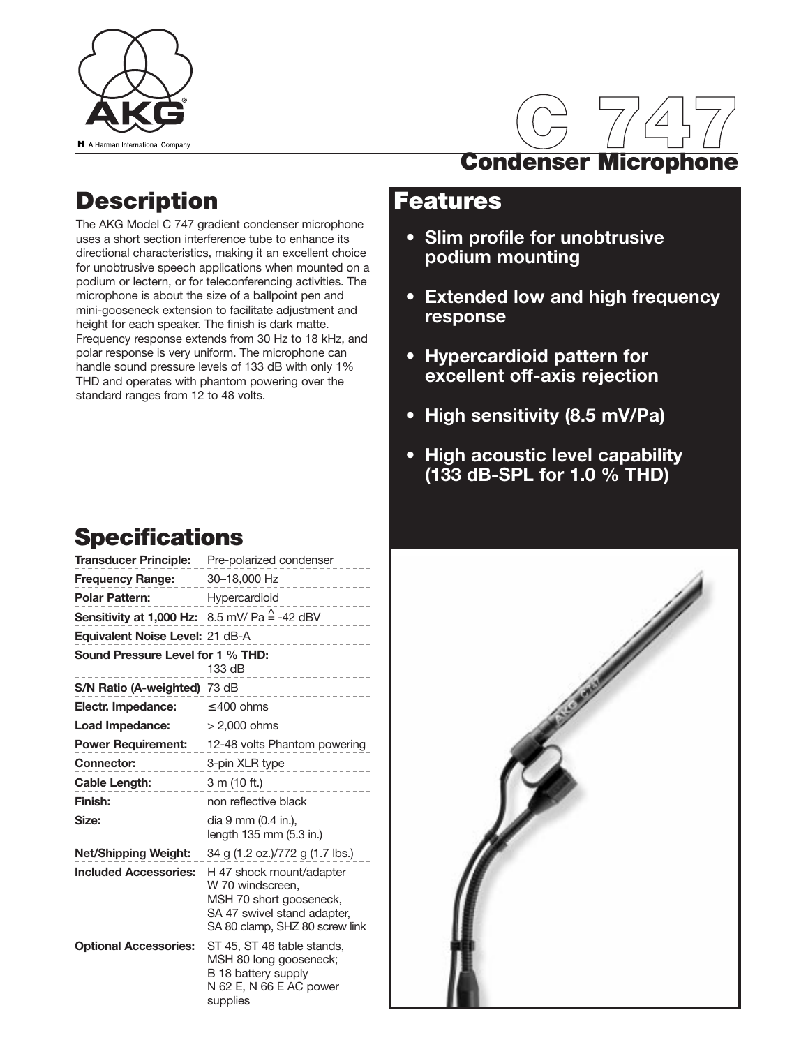AKG

A Harman International Company

# C 747

## Condenser Microphone

## Description

The AKG Model C 747 gradient condenser microphone uses a short section interference tube to enhance its directional characteristics, making it an excellent choice for unobtrusive speech applications when mounted on a podium or lectern, or for teleconferencing activities. The microphone is about the size of a ballpoint pen and mini-gooseneck extension to facilitate adjustment and height for each speaker. The finish is dark matte. Frequency response extends from 30 Hz to 18 kHz, and polar response is very uniform. The microphone can handle sound pressure levels of 133 dB with only 1% THD and operates with phantom powering over the standard ranges from 12 to 48 volts.

## Features

- **Slim profile for unobtrusive podium mounting**
- **Extended low and high frequency response**
- **Hypercardioid pattern for excellent off-axis rejection**
- **High sensitivity (8.5 mV/Pa)**
- **High acoustic level capability (133 dB-SPL for 1.0 % THD)**

## Specifications

| | |
|---|---|
| **Transducer Principle:** | Pre-polarized condenser |
| **Frequency Range:** | 30–18,000 Hz |
| **Polar Pattern:** | Hypercardioid |
| **Sensitivity at 1,000 Hz:** | 8.5 mV/ Pa $\hat{=}$ -42 dBV |
| **Equivalent Noise Level:** | 21 dB-A |
| **Sound Pressure Level for 1 % THD:** | 133 dB |
| **S/N Ratio (A-weighted)** | 73 dB |
| **Electr. Impedance:** | ≤400 ohms |
| **Load Impedance:** | > 2,000 ohms |
| **Power Requirement:** | 12-48 volts Phantom powering |
| **Connector:** | 3-pin XLR type |
| **Cable Length:** | 3 m (10 ft.) |
| **Finish:** | non reflective black |
| **Size:** | dia 9 mm (0.4 in.), length 135 mm (5.3 in.) |
| **Net/Shipping Weight:** | 34 g (1.2 oz.)/772 g (1.7 lbs.) |
| **Included Accessories:** | H 47 shock mount/adapter W 70 windscreen, MSH 70 short gooseneck, SA 47 swivel stand adapter, SA 80 clamp, SHZ 80 screw link |
| **Optional Accessories:** | ST 45, ST 46 table stands, MSH 80 long gooseneck; B 18 battery supply N 62 E, N 66 E AC power supplies |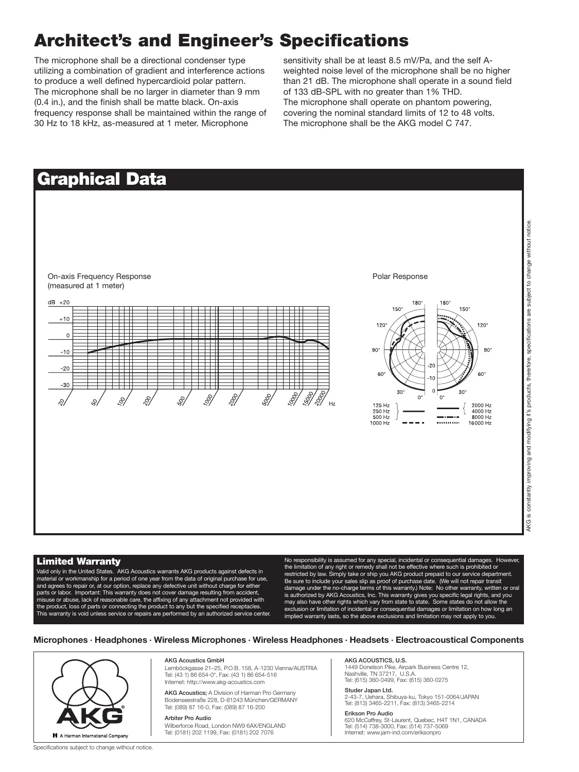# Architect's and Engineer's Specifications

The microphone shall be a directional condenser type utilizing a combination of gradient and interference actions to produce a well defined hypercardioid polar pattern. The microphone shall be no larger in diameter than 9 mm (0.4 in.), and the finish shall be matte black. On-axis frequency response shall be maintained within the range of 30 Hz to 18 kHz, as-measured at 1 meter. Microphone sensitivity shall be at least 8.5 mV/Pa, and the self A-weighted noise level of the microphone shall be no higher than 21 dB. The microphone shall operate in a sound field of 133 dB-SPL with no greater than 1% THD. The microphone shall operate on phantom powering, covering the nominal standard limits of 12 to 48 volts. The microphone shall be the AKG model C 747.

# Graphical Data

On-axis Frequency Response
(measured at 1 meter)

dB +20
+10
0
-10
-20
-30

20
50
100
200
500
1000
2000
5000
10000
15000
20000
Hz

Polar Response

180°
150°
120°
90°
60°
30°
0°
-20
-10
0

125 Hz
250 Hz
500 Hz
1000 Hz

2000 Hz
4000 Hz
8000 Hz
16000 Hz

AKG is constantly improving and modifying it's products, therefore, specifications are subject to change without notice.

## Limited Warranty

Valid only in the United States. AKG Acoustics warrants AKG products against defects in material or workmanship for a period of one year from the data of original purchase for use, and agrees to repair or, at our option, replace any defective unit without charge for either parts or labor. Important: This warranty does not cover damage resulting from accident, misuse or abuse, lack of reasonable care, the affixing of any attachment not provided with the product, loss of parts or connecting the product to any but the specified receptacles. This warranty is void unless service or repairs are performed by an authorized service center. No responsibility is assumed for any special, incidental or consequential damages. However, the limitation of any right or remedy shall not be effective where such is prohibited or restricted by law. Simply take or ship you AKG product prepaid to our service department. Be sure to include your sales slip as proof of purchase date. (We will not repair transit damage under the no-charge terms of this warranty.) Note: No other warranty, written or oral is authorized by AKG Acoustics, Inc. This warranty gives you specific legal rights, and you may also have other rights which vary from state to state. Some states do not allow the exclusion or limitation of incidental or consequential damages or limitation on how long an implied warranty lasts, so the above exclusions and limitation may not apply to you.

**Microphones · Headphones · Wireless Microphones · Wireless Headphones · Headsets · Electroacoustical Components**

AKG
A Harman International Company

**AKG Acoustics GmbH**
Lemböckgasse 21–25, P.O.B. 158, A-1230 Vienna/AUSTRIA
Tel: (43 1) 86 654-0*, Fax: (43 1) 86 654-516
Internet: http://www.akg-acoustics.com

**AKG Acoustics;** A Division of Harman Pro Germany
Bodenseestraße 228, D-81243 München/GERMANY
Tel: (089) 87 16-0, Fax: (089) 87 16-200

**Arbiter Pro Audio**
Wilberforce Road, London NW9 6AX/ENGLAND
Tel: (0181) 202 1199, Fax: (0181) 202 7076

**AKG ACOUSTICS, U.S.**
1449 Donelson Pike, Airpark Business Centre 12,
Nashville, TN 37217, U.S.A.
Tel: (615) 360-0499, Fax: (615) 360-0275

**Studer Japan Ltd.**
2-43-7, Uehara, Shibuya-ku, Tokyo 151-0064/JAPAN
Tel: (813) 3465-2211, Fax: (813) 3465-2214

**Erikson Pro Audio**
620 McCaffrey, St-Laurent, Quebec, H4T 1N1, CANADA
Tel: (514) 738-3000, Fax: (514) 737-5069
Internet: www.jam-ind.com/eriksonpro

Specifications subject to change without notice.